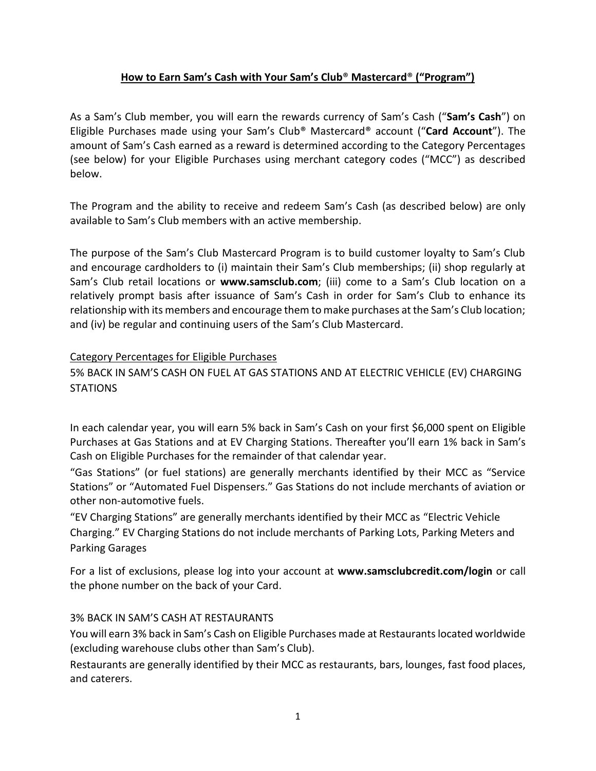# How to Earn Sam's Cash with Your Sam's Club® Mastercard® ("Program")

As a Sam's Club member, you will earn the rewards currency of Sam's Cash ("**Sam's Cash**") on Eligible Purchases made using your Sam's Club® Mastercard® account ("**Card Account**"). The amount of Sam's Cash earned as a reward is determined according to the Category Percentages (see below) for your Eligible Purchases using merchant category codes ("MCC") as described below.

The Program and the ability to receive and redeem Sam's Cash (as described below) are only available to Sam's Club members with an active membership.

The purpose of the Sam's Club Mastercard Program is to build customer loyalty to Sam's Club and encourage cardholders to (i) maintain their Sam's Club memberships; (ii) shop regularly at Sam's Club retail locations or **www.samsclub.com**; (iii) come to a Sam's Club location on a relatively prompt basis after issuance of Sam's Cash in order for Sam's Club to enhance its relationship with its members and encourage them to make purchases at the Sam's Club location; and (iv) be regular and continuing users of the Sam's Club Mastercard.

## Category Percentages for Eligible Purchases

### 5% BACK IN SAM'S CASH ON FUEL AT GAS STATIONS AND AT ELECTRIC VEHICLE (EV) CHARGING STATIONS

In each calendar year, you will earn 5% back in Sam's Cash on your first $6,000 spent on Eligible Purchases at Gas Stations and at EV Charging Stations. Thereafter you'll earn 1% back in Sam's Cash on Eligible Purchases for the remainder of that calendar year.

"Gas Stations" (or fuel stations) are generally merchants identified by their MCC as "Service Stations" or "Automated Fuel Dispensers." Gas Stations do not include merchants of aviation or other non-automotive fuels.

"EV Charging Stations" are generally merchants identified by their MCC as "Electric Vehicle Charging." EV Charging Stations do not include merchants of Parking Lots, Parking Meters and Parking Garages

For a list of exclusions, please log into your account at **www.samsclubcredit.com/login** or call the phone number on the back of your Card.

### 3% BACK IN SAM'S CASH AT RESTAURANTS

You will earn 3% back in Sam's Cash on Eligible Purchases made at Restaurants located worldwide (excluding warehouse clubs other than Sam's Club).

Restaurants are generally identified by their MCC as restaurants, bars, lounges, fast food places, and caterers.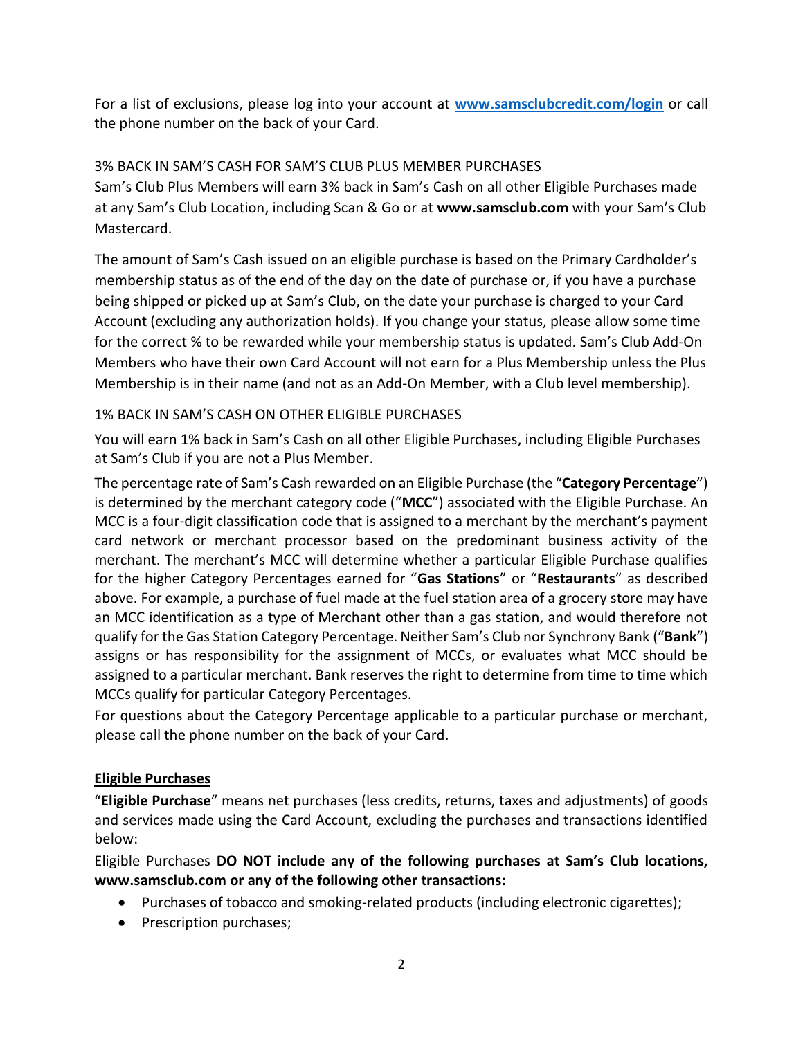For a list of exclusions, please log into your account at **[www.samsclubcredit.com/login](http://www.samsclubcredit.com/login)** or call the phone number on the back of your Card.

3% BACK IN SAM'S CASH FOR SAM'S CLUB PLUS MEMBER PURCHASES

Sam's Club Plus Members will earn 3% back in Sam's Cash on all other Eligible Purchases made at any Sam's Club Location, including Scan & Go or at **www.samsclub.com** with your Sam's Club Mastercard.

The amount of Sam's Cash issued on an eligible purchase is based on the Primary Cardholder's membership status as of the end of the day on the date of purchase or, if you have a purchase being shipped or picked up at Sam's Club, on the date your purchase is charged to your Card Account (excluding any authorization holds). If you change your status, please allow some time for the correct % to be rewarded while your membership status is updated. Sam's Club Add-On Members who have their own Card Account will not earn for a Plus Membership unless the Plus Membership is in their name (and not as an Add-On Member, with a Club level membership).

1% BACK IN SAM'S CASH ON OTHER ELIGIBLE PURCHASES

You will earn 1% back in Sam's Cash on all other Eligible Purchases, including Eligible Purchases at Sam's Club if you are not a Plus Member.

The percentage rate of Sam's Cash rewarded on an Eligible Purchase (the "**Category Percentage**") is determined by the merchant category code ("**MCC**") associated with the Eligible Purchase. An MCC is a four-digit classification code that is assigned to a merchant by the merchant's payment card network or merchant processor based on the predominant business activity of the merchant. The merchant's MCC will determine whether a particular Eligible Purchase qualifies for the higher Category Percentages earned for "**Gas Stations**" or "**Restaurants**" as described above. For example, a purchase of fuel made at the fuel station area of a grocery store may have an MCC identification as a type of Merchant other than a gas station, and would therefore not qualify for the Gas Station Category Percentage. Neither Sam's Club nor Synchrony Bank ("**Bank**") assigns or has responsibility for the assignment of MCCs, or evaluates what MCC should be assigned to a particular merchant. Bank reserves the right to determine from time to time which MCCs qualify for particular Category Percentages.

For questions about the Category Percentage applicable to a particular purchase or merchant, please call the phone number on the back of your Card.

**Eligible Purchases**

"**Eligible Purchase**" means net purchases (less credits, returns, taxes and adjustments) of goods and services made using the Card Account, excluding the purchases and transactions identified below:

Eligible Purchases **DO NOT include any of the following purchases at Sam's Club locations, www.samsclub.com or any of the following other transactions:**

- Purchases of tobacco and smoking-related products (including electronic cigarettes);
- Prescription purchases;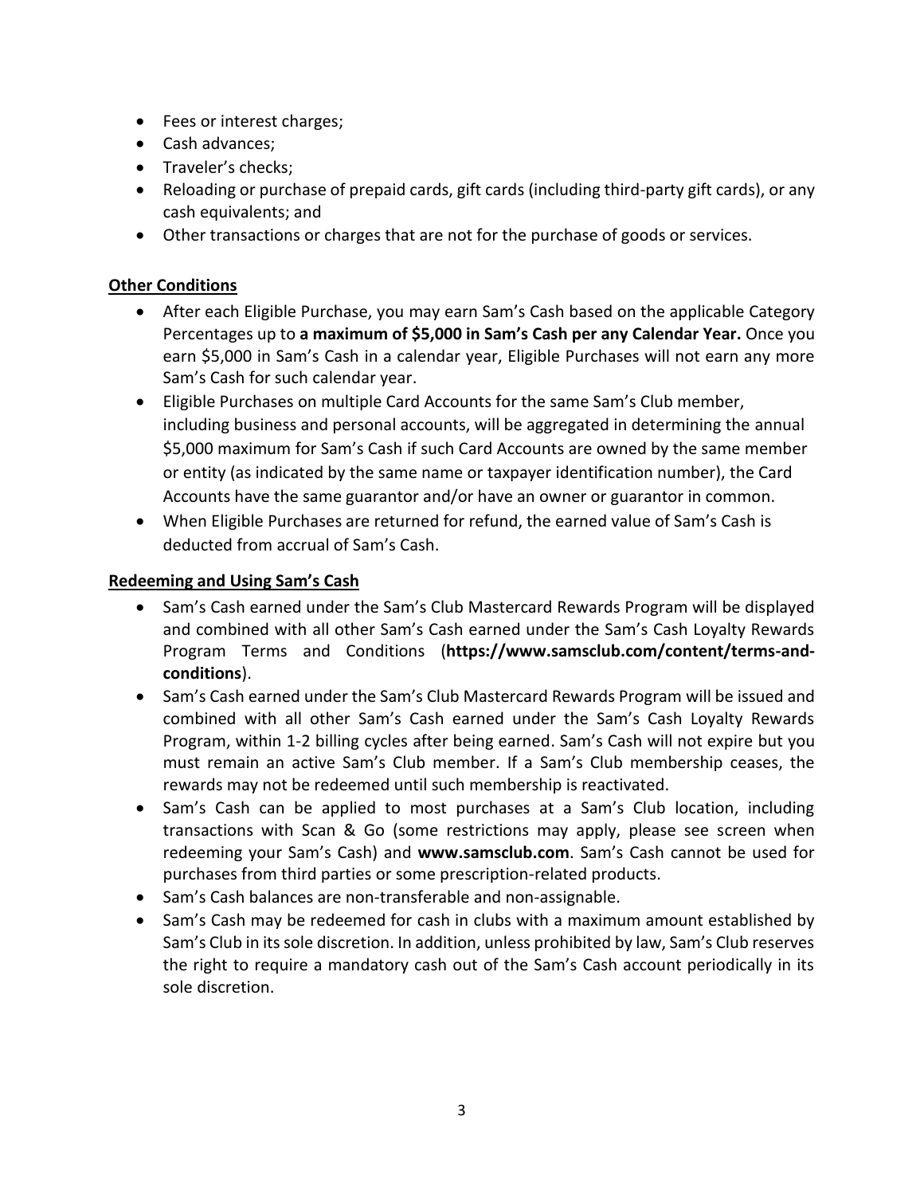- Fees or interest charges;
- Cash advances;
- Traveler's checks;
- Reloading or purchase of prepaid cards, gift cards (including third-party gift cards), or any cash equivalents; and
- Other transactions or charges that are not for the purchase of goods or services.

**Other Conditions**

- After each Eligible Purchase, you may earn Sam's Cash based on the applicable Category Percentages up to **a maximum of $5,000 in Sam's Cash per any Calendar Year.** Once you earn $5,000 in Sam's Cash in a calendar year, Eligible Purchases will not earn any more Sam's Cash for such calendar year.
- Eligible Purchases on multiple Card Accounts for the same Sam's Club member, including business and personal accounts, will be aggregated in determining the annual $5,000 maximum for Sam's Cash if such Card Accounts are owned by the same member or entity (as indicated by the same name or taxpayer identification number), the Card Accounts have the same guarantor and/or have an owner or guarantor in common.
- When Eligible Purchases are returned for refund, the earned value of Sam's Cash is deducted from accrual of Sam's Cash.

**Redeeming and Using Sam's Cash**

- Sam's Cash earned under the Sam's Club Mastercard Rewards Program will be displayed and combined with all other Sam's Cash earned under the Sam's Cash Loyalty Rewards Program Terms and Conditions (**https://www.samsclub.com/content/terms-and-conditions**).
- Sam's Cash earned under the Sam's Club Mastercard Rewards Program will be issued and combined with all other Sam's Cash earned under the Sam's Cash Loyalty Rewards Program, within 1-2 billing cycles after being earned. Sam's Cash will not expire but you must remain an active Sam's Club member. If a Sam's Club membership ceases, the rewards may not be redeemed until such membership is reactivated.
- Sam's Cash can be applied to most purchases at a Sam's Club location, including transactions with Scan & Go (some restrictions may apply, please see screen when redeeming your Sam's Cash) and **www.samsclub.com**. Sam's Cash cannot be used for purchases from third parties or some prescription-related products.
- Sam's Cash balances are non-transferable and non-assignable.
- Sam's Cash may be redeemed for cash in clubs with a maximum amount established by Sam's Club in its sole discretion. In addition, unless prohibited by law, Sam's Club reserves the right to require a mandatory cash out of the Sam's Cash account periodically in its sole discretion.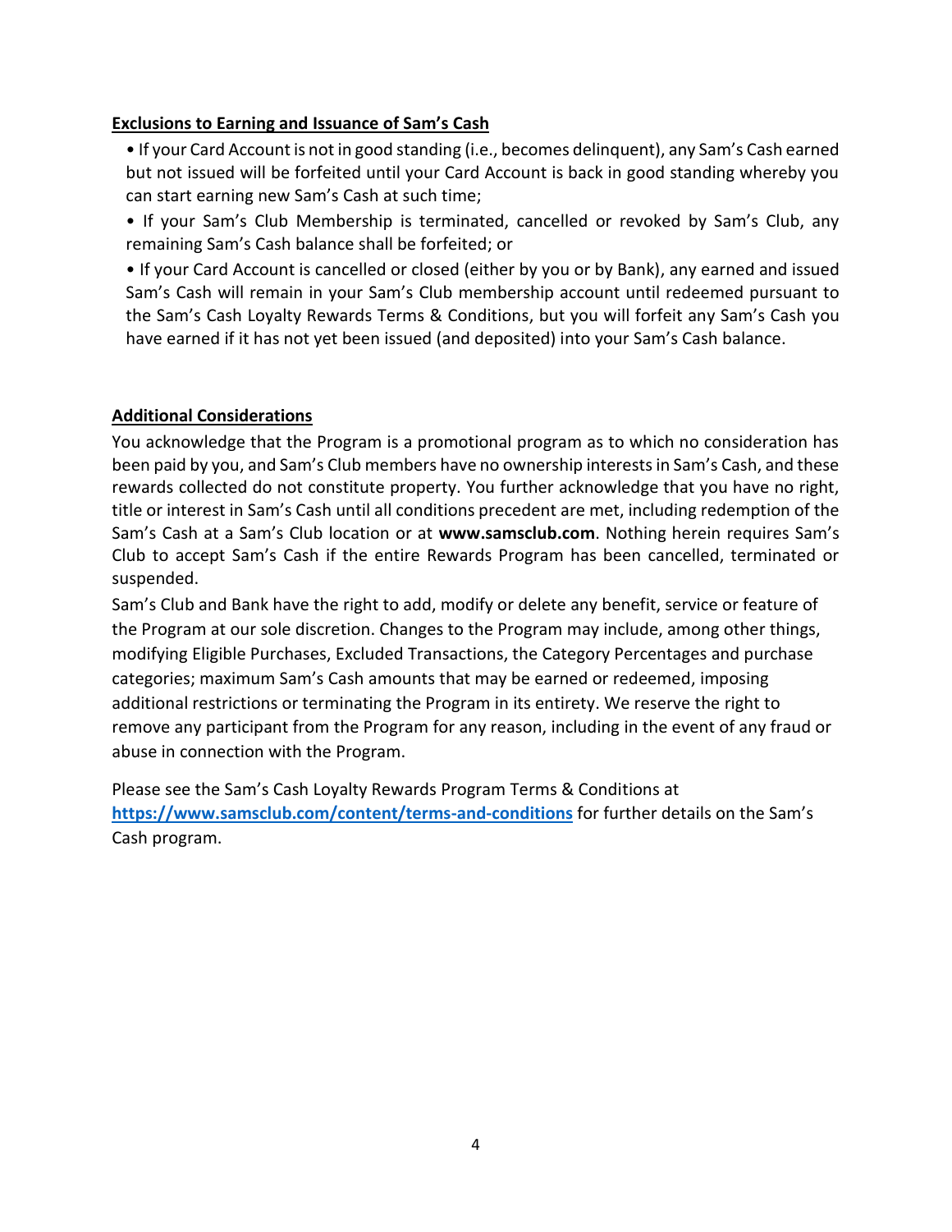**Exclusions to Earning and Issuance of Sam's Cash**

- If your Card Account is not in good standing (i.e., becomes delinquent), any Sam's Cash earned but not issued will be forfeited until your Card Account is back in good standing whereby you can start earning new Sam's Cash at such time;
- If your Sam's Club Membership is terminated, cancelled or revoked by Sam's Club, any remaining Sam's Cash balance shall be forfeited; or
- If your Card Account is cancelled or closed (either by you or by Bank), any earned and issued Sam's Cash will remain in your Sam's Club membership account until redeemed pursuant to the Sam's Cash Loyalty Rewards Terms & Conditions, but you will forfeit any Sam's Cash you have earned if it has not yet been issued (and deposited) into your Sam's Cash balance.

**Additional Considerations**

You acknowledge that the Program is a promotional program as to which no consideration has been paid by you, and Sam's Club members have no ownership interests in Sam's Cash, and these rewards collected do not constitute property. You further acknowledge that you have no right, title or interest in Sam's Cash until all conditions precedent are met, including redemption of the Sam's Cash at a Sam's Club location or at **www.samsclub.com**. Nothing herein requires Sam's Club to accept Sam's Cash if the entire Rewards Program has been cancelled, terminated or suspended.

Sam's Club and Bank have the right to add, modify or delete any benefit, service or feature of the Program at our sole discretion. Changes to the Program may include, among other things, modifying Eligible Purchases, Excluded Transactions, the Category Percentages and purchase categories; maximum Sam's Cash amounts that may be earned or redeemed, imposing additional restrictions or terminating the Program in its entirety. We reserve the right to remove any participant from the Program for any reason, including in the event of any fraud or abuse in connection with the Program.

Please see the Sam's Cash Loyalty Rewards Program Terms & Conditions at **https://www.samsclub.com/content/terms-and-conditions** for further details on the Sam's Cash program.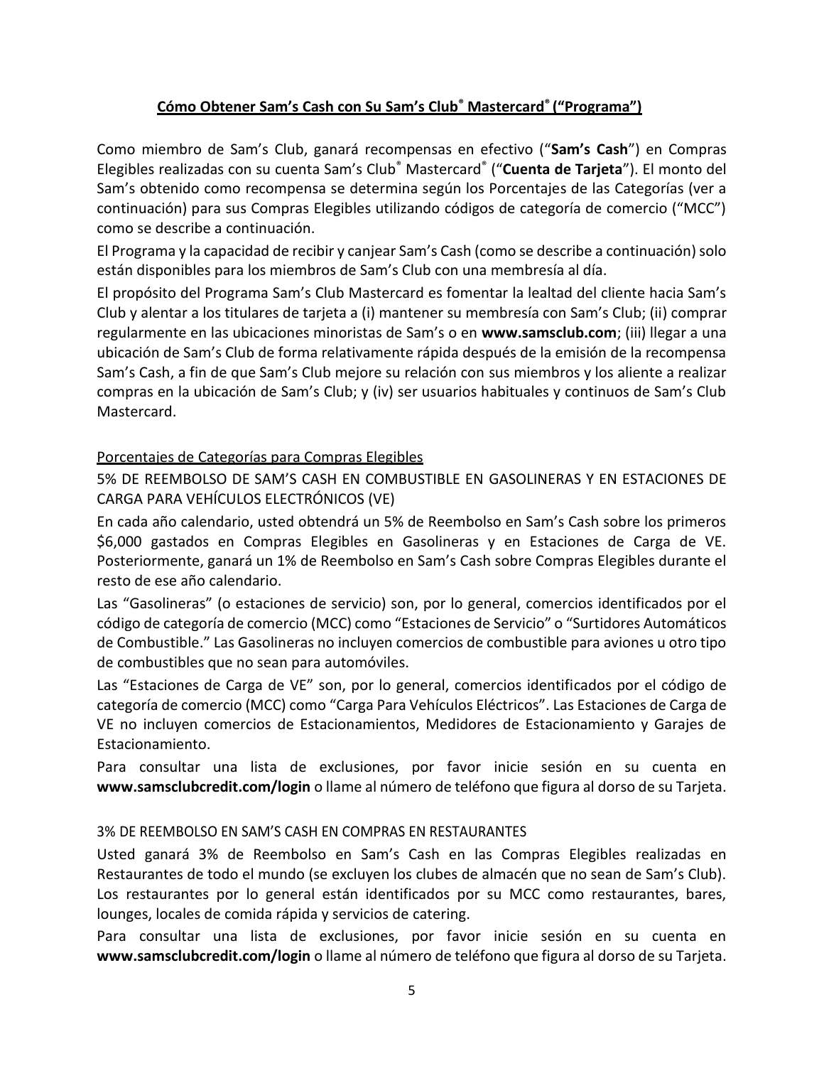## **Cómo Obtener Sam's Cash con Su Sam's Club® Mastercard® ("Programa")**

Como miembro de Sam's Club, ganará recompensas en efectivo ("**Sam's Cash**") en Compras Elegibles realizadas con su cuenta Sam's Club® Mastercard® ("**Cuenta de Tarjeta**"). El monto del Sam's obtenido como recompensa se determina según los Porcentajes de las Categorías (ver a continuación) para sus Compras Elegibles utilizando códigos de categoría de comercio ("MCC") como se describe a continuación.

El Programa y la capacidad de recibir y canjear Sam's Cash (como se describe a continuación) solo están disponibles para los miembros de Sam's Club con una membresía al día.

El propósito del Programa Sam's Club Mastercard es fomentar la lealtad del cliente hacia Sam's Club y alentar a los titulares de tarjeta a (i) mantener su membresía con Sam's Club; (ii) comprar regularmente en las ubicaciones minoristas de Sam's o en **www.samsclub.com**; (iii) llegar a una ubicación de Sam's Club de forma relativamente rápida después de la emisión de la recompensa Sam's Cash, a fin de que Sam's Club mejore su relación con sus miembros y los aliente a realizar compras en la ubicación de Sam's Club; y (iv) ser usuarios habituales y continuos de Sam's Club Mastercard.

### Porcentajes de Categorías para Compras Elegibles

5% DE REEMBOLSO DE SAM'S CASH EN COMBUSTIBLE EN GASOLINERAS Y EN ESTACIONES DE CARGA PARA VEHÍCULOS ELECTRÓNICOS (VE)

En cada año calendario, usted obtendrá un 5% de Reembolso en Sam's Cash sobre los primeros $6,000 gastados en Compras Elegibles en Gasolineras y en Estaciones de Carga de VE. Posteriormente, ganará un 1% de Reembolso en Sam's Cash sobre Compras Elegibles durante el resto de ese año calendario.

Las "Gasolineras" (o estaciones de servicio) son, por lo general, comercios identificados por el código de categoría de comercio (MCC) como "Estaciones de Servicio" o "Surtidores Automáticos de Combustible." Las Gasolineras no incluyen comercios de combustible para aviones u otro tipo de combustibles que no sean para automóviles.

Las "Estaciones de Carga de VE" son, por lo general, comercios identificados por el código de categoría de comercio (MCC) como "Carga Para Vehículos Eléctricos". Las Estaciones de Carga de VE no incluyen comercios de Estacionamientos, Medidores de Estacionamiento y Garajes de Estacionamiento.

Para consultar una lista de exclusiones, por favor inicie sesión en su cuenta en **www.samsclubcredit.com/login** o llame al número de teléfono que figura al dorso de su Tarjeta.

3% DE REEMBOLSO EN SAM'S CASH EN COMPRAS EN RESTAURANTES

Usted ganará 3% de Reembolso en Sam's Cash en las Compras Elegibles realizadas en Restaurantes de todo el mundo (se excluyen los clubes de almacén que no sean de Sam's Club). Los restaurantes por lo general están identificados por su MCC como restaurantes, bares, lounges, locales de comida rápida y servicios de catering.

Para consultar una lista de exclusiones, por favor inicie sesión en su cuenta en **www.samsclubcredit.com/login** o llame al número de teléfono que figura al dorso de su Tarjeta.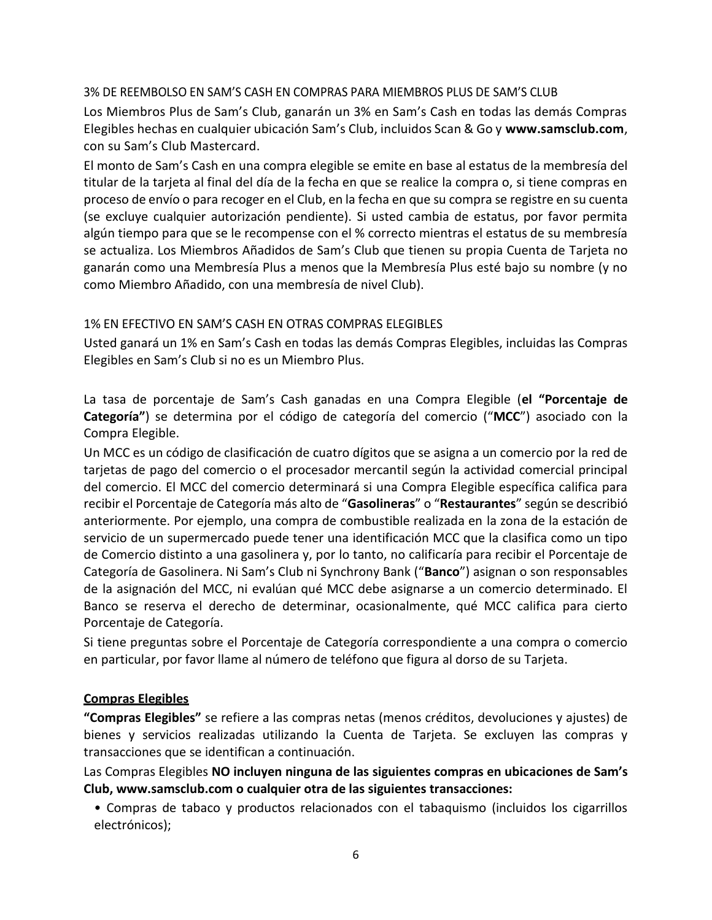### 3% DE REEMBOLSO EN SAM'S CASH EN COMPRAS PARA MIEMBROS PLUS DE SAM'S CLUB

Los Miembros Plus de Sam's Club, ganarán un 3% en Sam's Cash en todas las demás Compras Elegibles hechas en cualquier ubicación Sam's Club, incluidos Scan & Go y **www.samsclub.com**, con su Sam's Club Mastercard.

El monto de Sam's Cash en una compra elegible se emite en base al estatus de la membresía del titular de la tarjeta al final del día de la fecha en que se realice la compra o, si tiene compras en proceso de envío o para recoger en el Club, en la fecha en que su compra se registre en su cuenta (se excluye cualquier autorización pendiente). Si usted cambia de estatus, por favor permita algún tiempo para que se le recompense con el % correcto mientras el estatus de su membresía se actualiza. Los Miembros Añadidos de Sam's Club que tienen su propia Cuenta de Tarjeta no ganarán como una Membresía Plus a menos que la Membresía Plus esté bajo su nombre (y no como Miembro Añadido, con una membresía de nivel Club).

### 1% EN EFECTIVO EN SAM'S CASH EN OTRAS COMPRAS ELEGIBLES

Usted ganará un 1% en Sam's Cash en todas las demás Compras Elegibles, incluidas las Compras Elegibles en Sam's Club si no es un Miembro Plus.

La tasa de porcentaje de Sam's Cash ganadas en una Compra Elegible (**el "Porcentaje de Categoría"**) se determina por el código de categoría del comercio ("**MCC**") asociado con la Compra Elegible.

Un MCC es un código de clasificación de cuatro dígitos que se asigna a un comercio por la red de tarjetas de pago del comercio o el procesador mercantil según la actividad comercial principal del comercio. El MCC del comercio determinará si una Compra Elegible específica califica para recibir el Porcentaje de Categoría más alto de "**Gasolineras**" o "**Restaurantes**" según se describió anteriormente. Por ejemplo, una compra de combustible realizada en la zona de la estación de servicio de un supermercado puede tener una identificación MCC que la clasifica como un tipo de Comercio distinto a una gasolinera y, por lo tanto, no calificaría para recibir el Porcentaje de Categoría de Gasolinera. Ni Sam's Club ni Synchrony Bank ("**Banco**") asignan o son responsables de la asignación del MCC, ni evalúan qué MCC debe asignarse a un comercio determinado. El Banco se reserva el derecho de determinar, ocasionalmente, qué MCC califica para cierto Porcentaje de Categoría.

Si tiene preguntas sobre el Porcentaje de Categoría correspondiente a una compra o comercio en particular, por favor llame al número de teléfono que figura al dorso de su Tarjeta.

### Compras Elegibles

**"Compras Elegibles"** se refiere a las compras netas (menos créditos, devoluciones y ajustes) de bienes y servicios realizadas utilizando la Cuenta de Tarjeta. Se excluyen las compras y transacciones que se identifican a continuación.

Las Compras Elegibles **NO incluyen ninguna de las siguientes compras en ubicaciones de Sam's Club, www.samsclub.com o cualquier otra de las siguientes transacciones:**

- Compras de tabaco y productos relacionados con el tabaquismo (incluidos los cigarrillos electrónicos);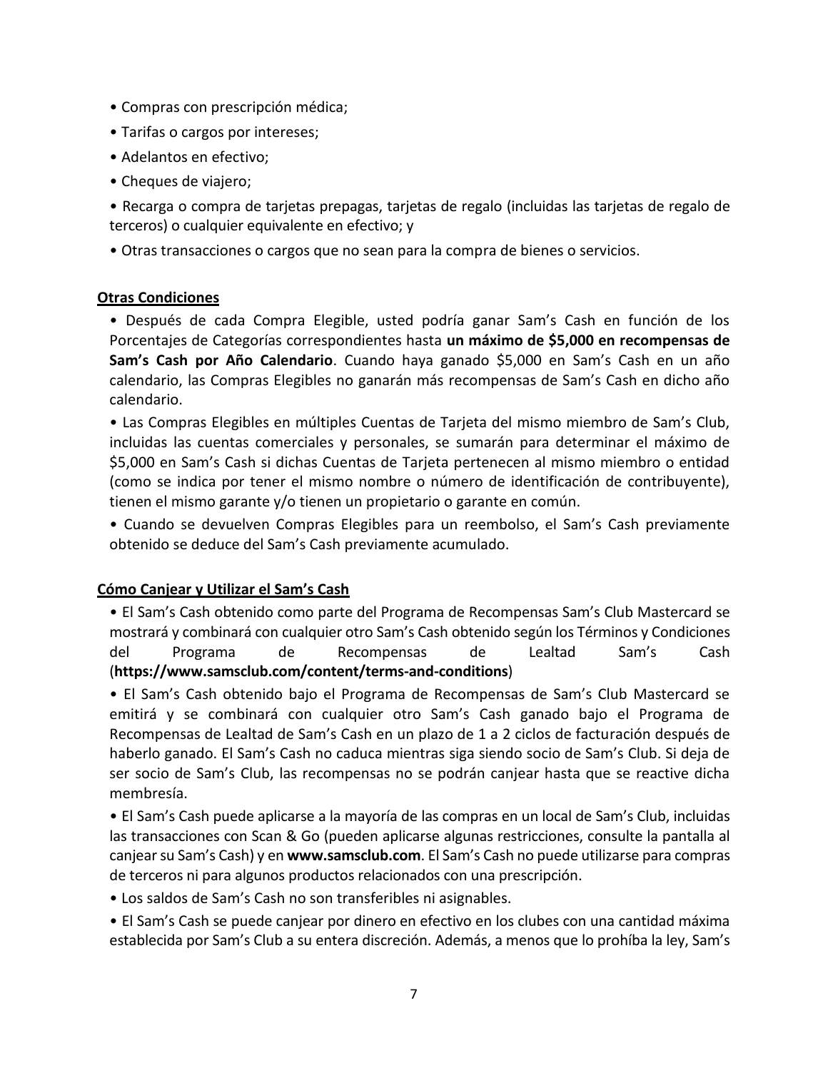- Compras con prescripción médica;
- Tarifas o cargos por intereses;
- Adelantos en efectivo;
- Cheques de viajero;
- Recarga o compra de tarjetas prepagas, tarjetas de regalo (incluidas las tarjetas de regalo de terceros) o cualquier equivalente en efectivo; y
- Otras transacciones o cargos que no sean para la compra de bienes o servicios.

**Otras Condiciones**

- Después de cada Compra Elegible, usted podría ganar Sam's Cash en función de los Porcentajes de Categorías correspondientes hasta **un máximo de $5,000 en recompensas de Sam's Cash por Año Calendario**. Cuando haya ganado $5,000 en Sam's Cash en un año calendario, las Compras Elegibles no ganarán más recompensas de Sam's Cash en dicho año calendario.
- Las Compras Elegibles en múltiples Cuentas de Tarjeta del mismo miembro de Sam's Club, incluidas las cuentas comerciales y personales, se sumarán para determinar el máximo de $5,000 en Sam's Cash si dichas Cuentas de Tarjeta pertenecen al mismo miembro o entidad (como se indica por tener el mismo nombre o número de identificación de contribuyente), tienen el mismo garante y/o tienen un propietario o garante en común.
- Cuando se devuelven Compras Elegibles para un reembolso, el Sam's Cash previamente obtenido se deduce del Sam's Cash previamente acumulado.

**Cómo Canjear y Utilizar el Sam's Cash**

- El Sam's Cash obtenido como parte del Programa de Recompensas Sam's Club Mastercard se mostrará y combinará con cualquier otro Sam's Cash obtenido según los Términos y Condiciones del Programa de Recompensas de Lealtad Sam's Cash (**https://www.samsclub.com/content/terms-and-conditions**)
- El Sam's Cash obtenido bajo el Programa de Recompensas de Sam's Club Mastercard se emitirá y se combinará con cualquier otro Sam's Cash ganado bajo el Programa de Recompensas de Lealtad de Sam's Cash en un plazo de 1 a 2 ciclos de facturación después de haberlo ganado. El Sam's Cash no caduca mientras siga siendo socio de Sam's Club. Si deja de ser socio de Sam's Club, las recompensas no se podrán canjear hasta que se reactive dicha membresía.
- El Sam's Cash puede aplicarse a la mayoría de las compras en un local de Sam's Club, incluidas las transacciones con Scan & Go (pueden aplicarse algunas restricciones, consulte la pantalla al canjear su Sam's Cash) y en **www.samsclub.com**. El Sam's Cash no puede utilizarse para compras de terceros ni para algunos productos relacionados con una prescripción.
- Los saldos de Sam's Cash no son transferibles ni asignables.
- El Sam's Cash se puede canjear por dinero en efectivo en los clubes con una cantidad máxima establecida por Sam's Club a su entera discreción. Además, a menos que lo prohíba la ley, Sam's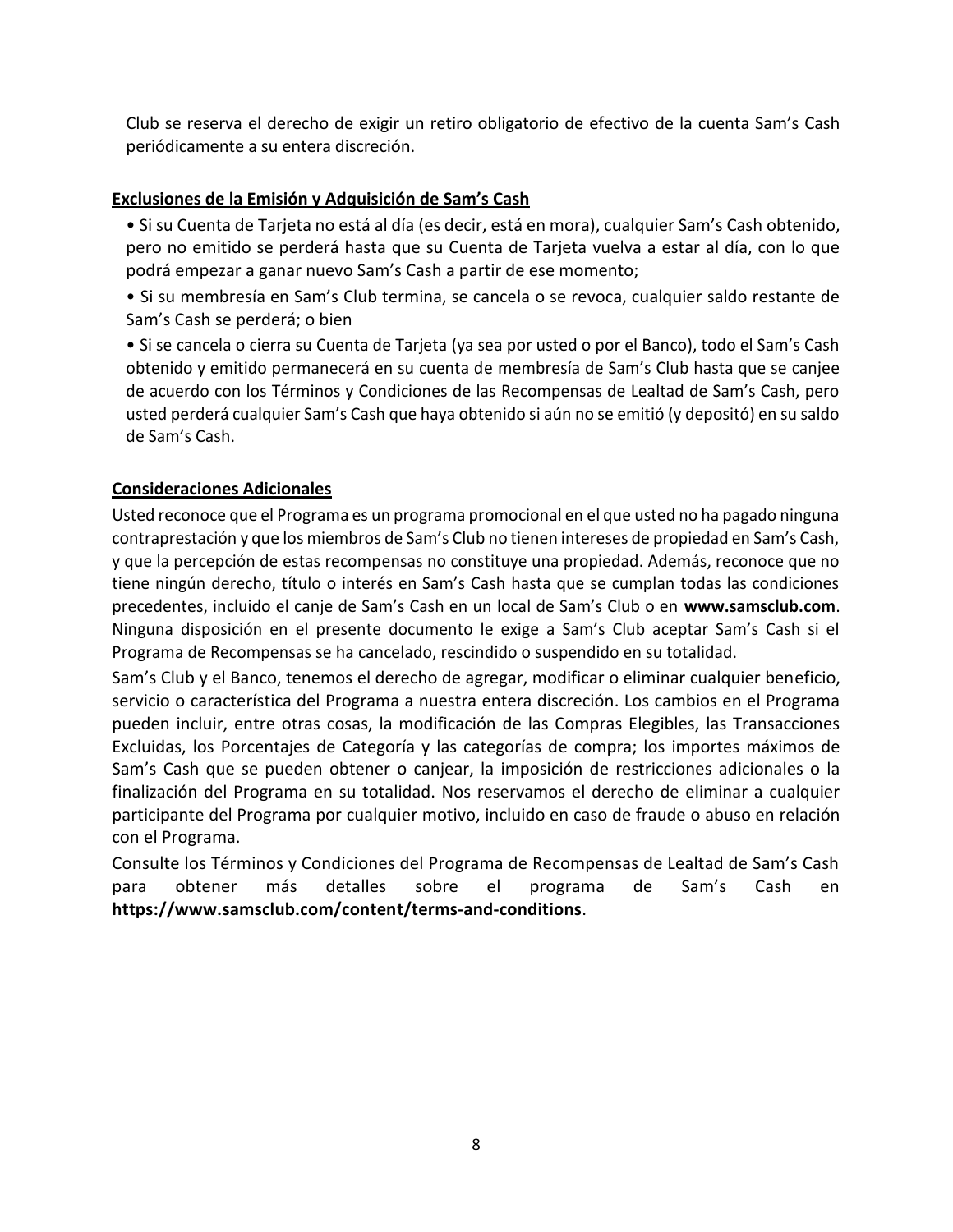Club se reserva el derecho de exigir un retiro obligatorio de efectivo de la cuenta Sam's Cash periódicamente a su entera discreción.

**Exclusiones de la Emisión y Adquisición de Sam's Cash**

- Si su Cuenta de Tarjeta no está al día (es decir, está en mora), cualquier Sam's Cash obtenido, pero no emitido se perderá hasta que su Cuenta de Tarjeta vuelva a estar al día, con lo que podrá empezar a ganar nuevo Sam's Cash a partir de ese momento;
- Si su membresía en Sam's Club termina, se cancela o se revoca, cualquier saldo restante de Sam's Cash se perderá; o bien
- Si se cancela o cierra su Cuenta de Tarjeta (ya sea por usted o por el Banco), todo el Sam's Cash obtenido y emitido permanecerá en su cuenta de membresía de Sam's Club hasta que se canjee de acuerdo con los Términos y Condiciones de las Recompensas de Lealtad de Sam's Cash, pero usted perderá cualquier Sam's Cash que haya obtenido si aún no se emitió (y depositó) en su saldo de Sam's Cash.

**Consideraciones Adicionales**

Usted reconoce que el Programa es un programa promocional en el que usted no ha pagado ninguna contraprestación y que los miembros de Sam's Club no tienen intereses de propiedad en Sam's Cash, y que la percepción de estas recompensas no constituye una propiedad. Además, reconoce que no tiene ningún derecho, título o interés en Sam's Cash hasta que se cumplan todas las condiciones precedentes, incluido el canje de Sam's Cash en un local de Sam's Club o en **www.samsclub.com**. Ninguna disposición en el presente documento le exige a Sam's Club aceptar Sam's Cash si el Programa de Recompensas se ha cancelado, rescindido o suspendido en su totalidad.

Sam's Club y el Banco, tenemos el derecho de agregar, modificar o eliminar cualquier beneficio, servicio o característica del Programa a nuestra entera discreción. Los cambios en el Programa pueden incluir, entre otras cosas, la modificación de las Compras Elegibles, las Transacciones Excluidas, los Porcentajes de Categoría y las categorías de compra; los importes máximos de Sam's Cash que se pueden obtener o canjear, la imposición de restricciones adicionales o la finalización del Programa en su totalidad. Nos reservamos el derecho de eliminar a cualquier participante del Programa por cualquier motivo, incluido en caso de fraude o abuso en relación con el Programa.

Consulte los Términos y Condiciones del Programa de Recompensas de Lealtad de Sam's Cash para obtener más detalles sobre el programa de Sam's Cash en **https://www.samsclub.com/content/terms-and-conditions**.